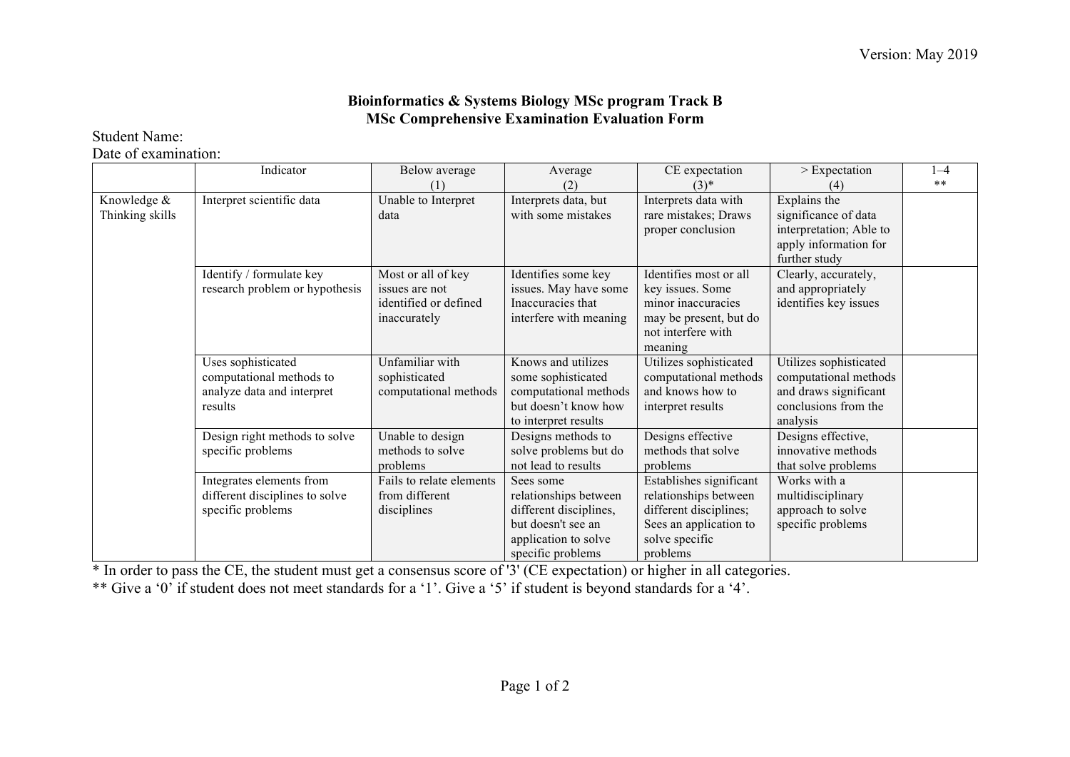Version: May 2019

**Bioinformatics & Systems Biology MSc program Track B**
**MSc Comprehensive Examination Evaluation Form**

Student Name:
Date of examination:

| | Indicator | Below average (1) | Average (2) | CE expectation (3)* | > Expectation (4) | 1–4 ** |
|---|---|---|---|---|---|---|
| Knowledge & Thinking skills | Interpret scientific data | Unable to Interpret data | Interprets data, but with some mistakes | Interprets data with rare mistakes; Draws proper conclusion | Explains the significance of data interpretation; Able to apply information for further study | |
| | Identify / formulate key research problem or hypothesis | Most or all of key issues are not identified or defined inaccurately | Identifies some key issues. May have some Inaccuracies that interfere with meaning | Identifies most or all key issues. Some minor inaccuracies may be present, but do not interfere with meaning | Clearly, accurately, and appropriately identifies key issues | |
| | Uses sophisticated computational methods to analyze data and interpret results | Unfamiliar with sophisticated computational methods | Knows and utilizes some sophisticated computational methods but doesn't know how to interpret results | Utilizes sophisticated computational methods and knows how to interpret results | Utilizes sophisticated computational methods and draws significant conclusions from the analysis | |
| | Design right methods to solve specific problems | Unable to design methods to solve problems | Designs methods to solve problems but do not lead to results | Designs effective methods that solve problems | Designs effective, innovative methods that solve problems | |
| | Integrates elements from different disciplines to solve specific problems | Fails to relate elements from different disciplines | Sees some relationships between different disciplines, but doesn't see an application to solve specific problems | Establishes significant relationships between different disciplines; Sees an application to solve specific problems | Works with a multidisciplinary approach to solve specific problems | |

* In order to pass the CE, the student must get a consensus score of '3' (CE expectation) or higher in all categories.

** Give a '0' if student does not meet standards for a '1'. Give a '5' if student is beyond standards for a '4'.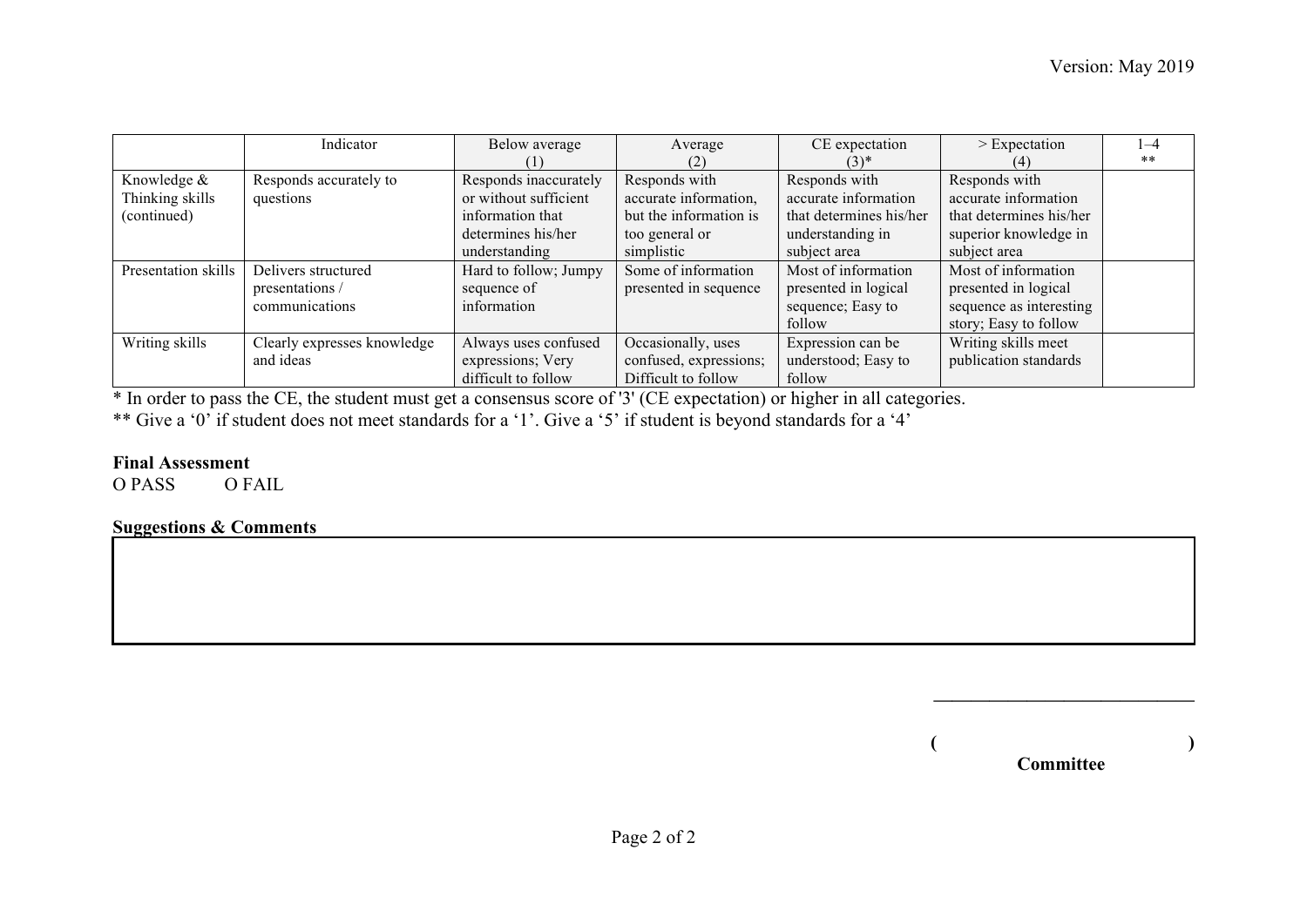| | Indicator | Below average (1) | Average (2) | CE expectation (3)* | > Expectation (4) | 1–4 ** |
|---|---|---|---|---|---|---|
| Knowledge & Thinking skills (continued) | Responds accurately to questions | Responds inaccurately or without sufficient information that determines his/her understanding | Responds with accurate information, but the information is too general or simplistic | Responds with accurate information that determines his/her understanding in subject area | Responds with accurate information that determines his/her superior knowledge in subject area | |
| Presentation skills | Delivers structured presentations / communications | Hard to follow; Jumpy sequence of information | Some of information presented in sequence | Most of information presented in logical sequence; Easy to follow | Most of information presented in logical sequence as interesting story; Easy to follow | |
| Writing skills | Clearly expresses knowledge and ideas | Always uses confused expressions; Very difficult to follow | Occasionally, uses confused, expressions; Difficult to follow | Expression can be understood; Easy to follow | Writing skills meet publication standards | |

* In order to pass the CE, the student must get a consensus score of '3' (CE expectation) or higher in all categories.

** Give a '0' if student does not meet standards for a '1'. Give a '5' if student is beyond standards for a '4'

**Final Assessment**

O PASS     O FAIL

**Suggestions & Comments**

| |
|---|
| |

\_\_\_\_\_\_\_\_\_\_\_\_\_\_\_\_\_\_\_\_\_\_\_\_\_\_\_\_

**(                                        )**

**Committee**